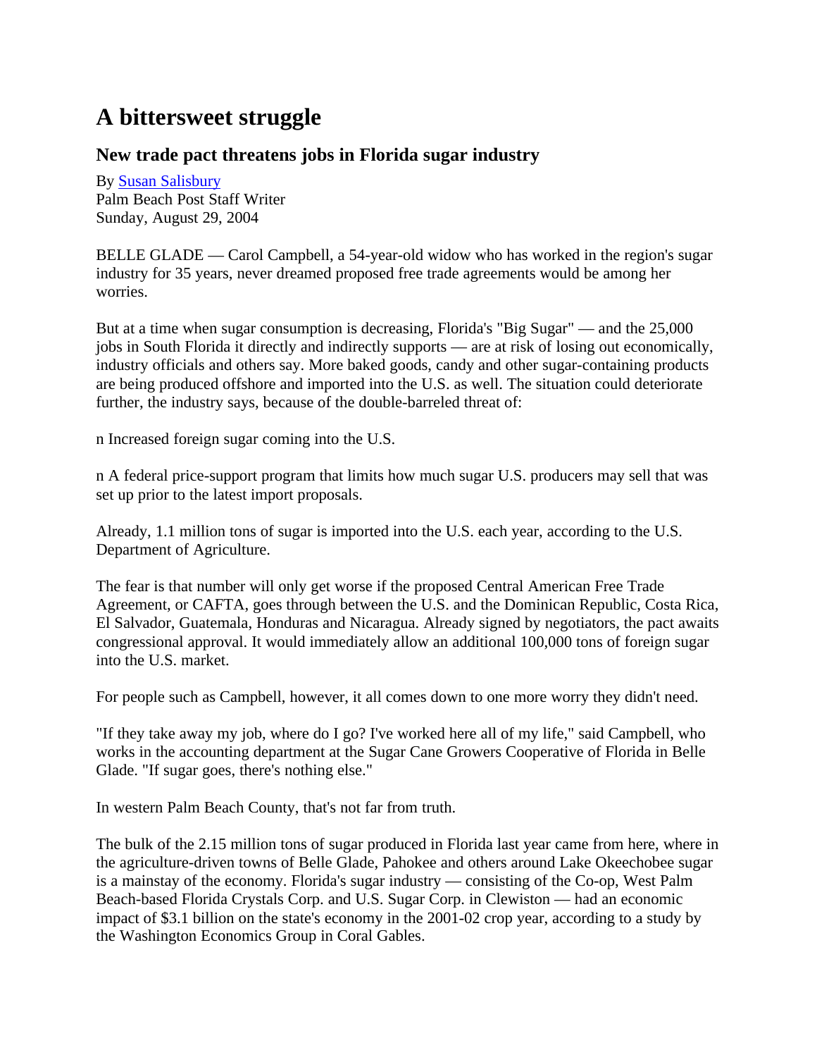# A bittersweet struggle

## New trade pact threatens jobs in Florida sugar industry

By Susan Salisbury
Palm Beach Post Staff Writer
Sunday, August 29, 2004

BELLE GLADE — Carol Campbell, a 54-year-old widow who has worked in the region's sugar industry for 35 years, never dreamed proposed free trade agreements would be among her worries.

But at a time when sugar consumption is decreasing, Florida's "Big Sugar" — and the 25,000 jobs in South Florida it directly and indirectly supports — are at risk of losing out economically, industry officials and others say. More baked goods, candy and other sugar-containing products are being produced offshore and imported into the U.S. as well. The situation could deteriorate further, the industry says, because of the double-barreled threat of:

n Increased foreign sugar coming into the U.S.

n A federal price-support program that limits how much sugar U.S. producers may sell that was set up prior to the latest import proposals.

Already, 1.1 million tons of sugar is imported into the U.S. each year, according to the U.S. Department of Agriculture.

The fear is that number will only get worse if the proposed Central American Free Trade Agreement, or CAFTA, goes through between the U.S. and the Dominican Republic, Costa Rica, El Salvador, Guatemala, Honduras and Nicaragua. Already signed by negotiators, the pact awaits congressional approval. It would immediately allow an additional 100,000 tons of foreign sugar into the U.S. market.

For people such as Campbell, however, it all comes down to one more worry they didn't need.

"If they take away my job, where do I go? I've worked here all of my life," said Campbell, who works in the accounting department at the Sugar Cane Growers Cooperative of Florida in Belle Glade. "If sugar goes, there's nothing else."

In western Palm Beach County, that's not far from truth.

The bulk of the 2.15 million tons of sugar produced in Florida last year came from here, where in the agriculture-driven towns of Belle Glade, Pahokee and others around Lake Okeechobee sugar is a mainstay of the economy. Florida's sugar industry — consisting of the Co-op, West Palm Beach-based Florida Crystals Corp. and U.S. Sugar Corp. in Clewiston — had an economic impact of $3.1 billion on the state's economy in the 2001-02 crop year, according to a study by the Washington Economics Group in Coral Gables.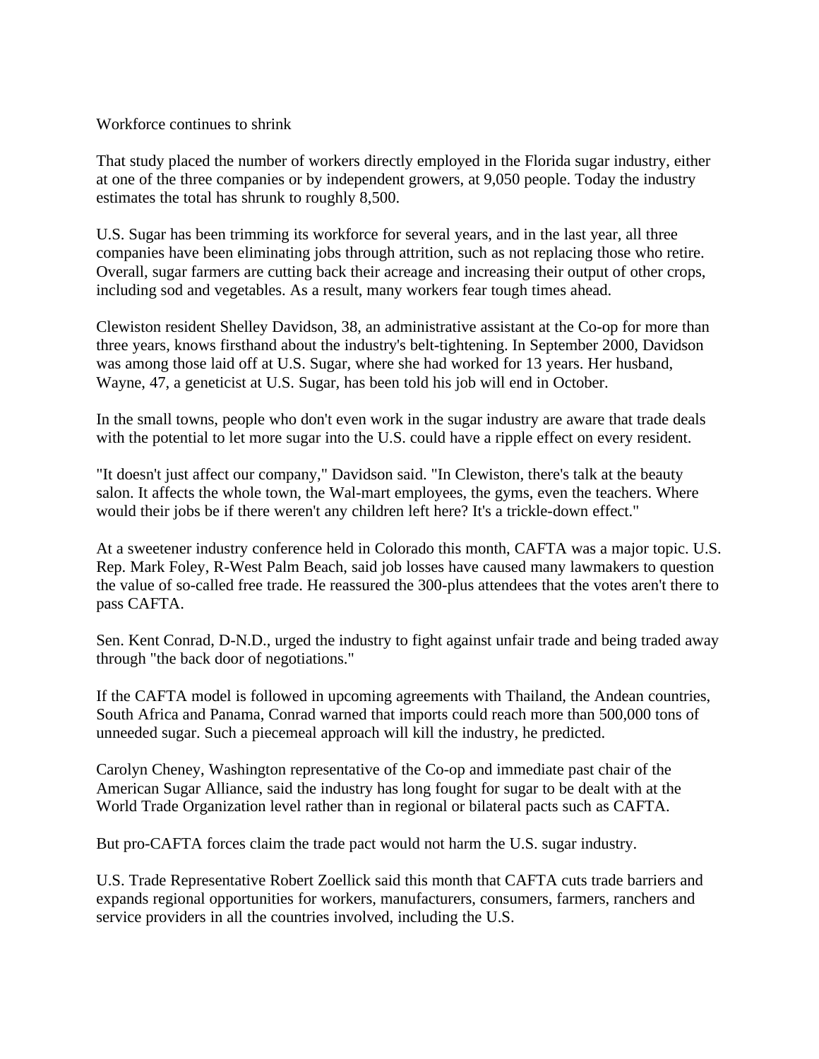## Workforce continues to shrink

That study placed the number of workers directly employed in the Florida sugar industry, either at one of the three companies or by independent growers, at 9,050 people. Today the industry estimates the total has shrunk to roughly 8,500.

U.S. Sugar has been trimming its workforce for several years, and in the last year, all three companies have been eliminating jobs through attrition, such as not replacing those who retire. Overall, sugar farmers are cutting back their acreage and increasing their output of other crops, including sod and vegetables. As a result, many workers fear tough times ahead.

Clewiston resident Shelley Davidson, 38, an administrative assistant at the Co-op for more than three years, knows firsthand about the industry's belt-tightening. In September 2000, Davidson was among those laid off at U.S. Sugar, where she had worked for 13 years. Her husband, Wayne, 47, a geneticist at U.S. Sugar, has been told his job will end in October.

In the small towns, people who don't even work in the sugar industry are aware that trade deals with the potential to let more sugar into the U.S. could have a ripple effect on every resident.

"It doesn't just affect our company," Davidson said. "In Clewiston, there's talk at the beauty salon. It affects the whole town, the Wal-mart employees, the gyms, even the teachers. Where would their jobs be if there weren't any children left here? It's a trickle-down effect."

At a sweetener industry conference held in Colorado this month, CAFTA was a major topic. U.S. Rep. Mark Foley, R-West Palm Beach, said job losses have caused many lawmakers to question the value of so-called free trade. He reassured the 300-plus attendees that the votes aren't there to pass CAFTA.

Sen. Kent Conrad, D-N.D., urged the industry to fight against unfair trade and being traded away through "the back door of negotiations."

If the CAFTA model is followed in upcoming agreements with Thailand, the Andean countries, South Africa and Panama, Conrad warned that imports could reach more than 500,000 tons of unneeded sugar. Such a piecemeal approach will kill the industry, he predicted.

Carolyn Cheney, Washington representative of the Co-op and immediate past chair of the American Sugar Alliance, said the industry has long fought for sugar to be dealt with at the World Trade Organization level rather than in regional or bilateral pacts such as CAFTA.

But pro-CAFTA forces claim the trade pact would not harm the U.S. sugar industry.

U.S. Trade Representative Robert Zoellick said this month that CAFTA cuts trade barriers and expands regional opportunities for workers, manufacturers, consumers, farmers, ranchers and service providers in all the countries involved, including the U.S.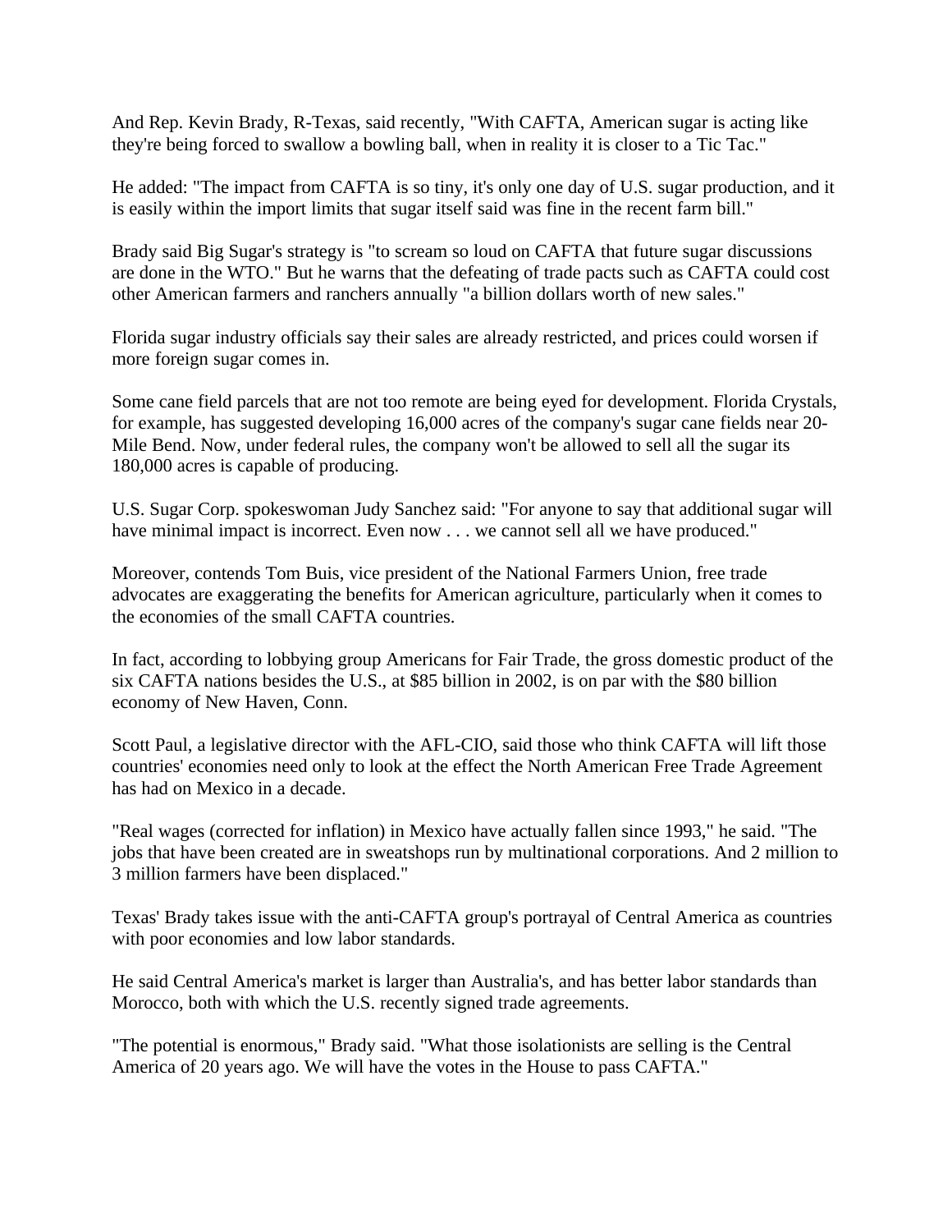And Rep. Kevin Brady, R-Texas, said recently, "With CAFTA, American sugar is acting like they're being forced to swallow a bowling ball, when in reality it is closer to a Tic Tac."

He added: "The impact from CAFTA is so tiny, it's only one day of U.S. sugar production, and it is easily within the import limits that sugar itself said was fine in the recent farm bill."

Brady said Big Sugar's strategy is "to scream so loud on CAFTA that future sugar discussions are done in the WTO." But he warns that the defeating of trade pacts such as CAFTA could cost other American farmers and ranchers annually "a billion dollars worth of new sales."

Florida sugar industry officials say their sales are already restricted, and prices could worsen if more foreign sugar comes in.

Some cane field parcels that are not too remote are being eyed for development. Florida Crystals, for example, has suggested developing 16,000 acres of the company's sugar cane fields near 20-Mile Bend. Now, under federal rules, the company won't be allowed to sell all the sugar its 180,000 acres is capable of producing.

U.S. Sugar Corp. spokeswoman Judy Sanchez said: "For anyone to say that additional sugar will have minimal impact is incorrect. Even now . . . we cannot sell all we have produced."

Moreover, contends Tom Buis, vice president of the National Farmers Union, free trade advocates are exaggerating the benefits for American agriculture, particularly when it comes to the economies of the small CAFTA countries.

In fact, according to lobbying group Americans for Fair Trade, the gross domestic product of the six CAFTA nations besides the U.S., at $85 billion in 2002, is on par with the $80 billion economy of New Haven, Conn.

Scott Paul, a legislative director with the AFL-CIO, said those who think CAFTA will lift those countries' economies need only to look at the effect the North American Free Trade Agreement has had on Mexico in a decade.

"Real wages (corrected for inflation) in Mexico have actually fallen since 1993," he said. "The jobs that have been created are in sweatshops run by multinational corporations. And 2 million to 3 million farmers have been displaced."

Texas' Brady takes issue with the anti-CAFTA group's portrayal of Central America as countries with poor economies and low labor standards.

He said Central America's market is larger than Australia's, and has better labor standards than Morocco, both with which the U.S. recently signed trade agreements.

"The potential is enormous," Brady said. "What those isolationists are selling is the Central America of 20 years ago. We will have the votes in the House to pass CAFTA."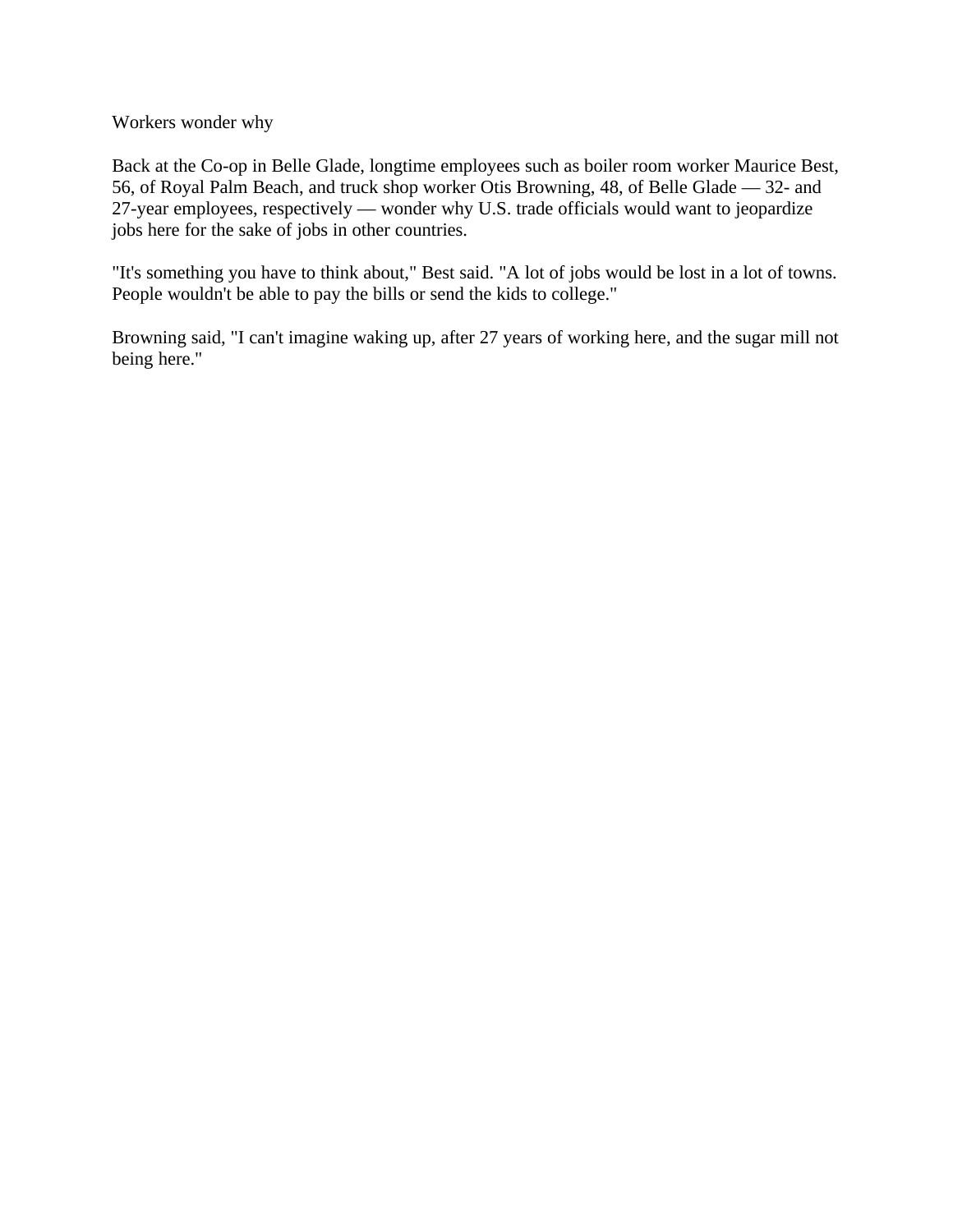Workers wonder why

Back at the Co-op in Belle Glade, longtime employees such as boiler room worker Maurice Best, 56, of Royal Palm Beach, and truck shop worker Otis Browning, 48, of Belle Glade — 32- and 27-year employees, respectively — wonder why U.S. trade officials would want to jeopardize jobs here for the sake of jobs in other countries.

"It's something you have to think about," Best said. "A lot of jobs would be lost in a lot of towns. People wouldn't be able to pay the bills or send the kids to college."

Browning said, "I can't imagine waking up, after 27 years of working here, and the sugar mill not being here."